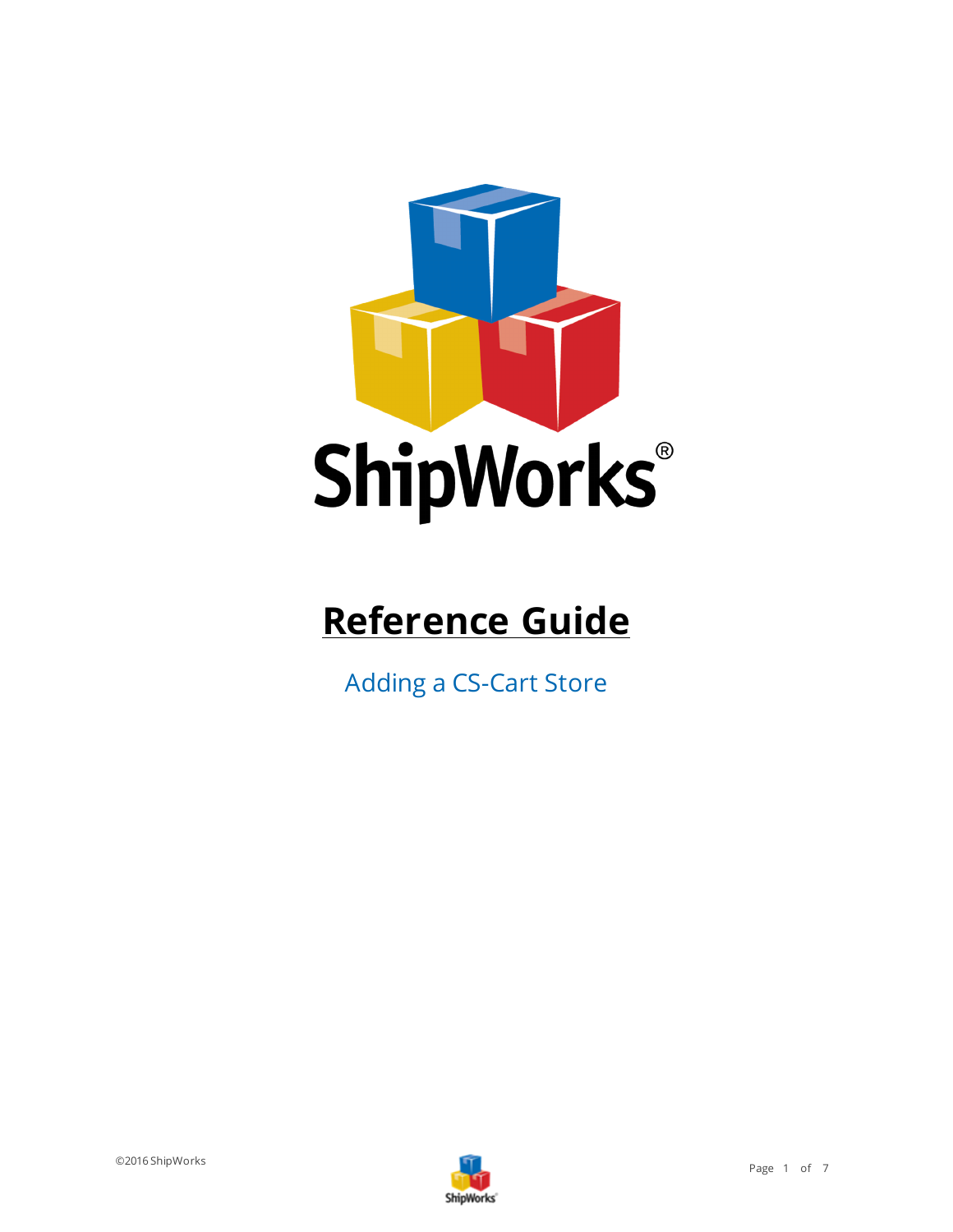# Reference Guide

## Adding a CS-Cart Store

©2016 ShipWorks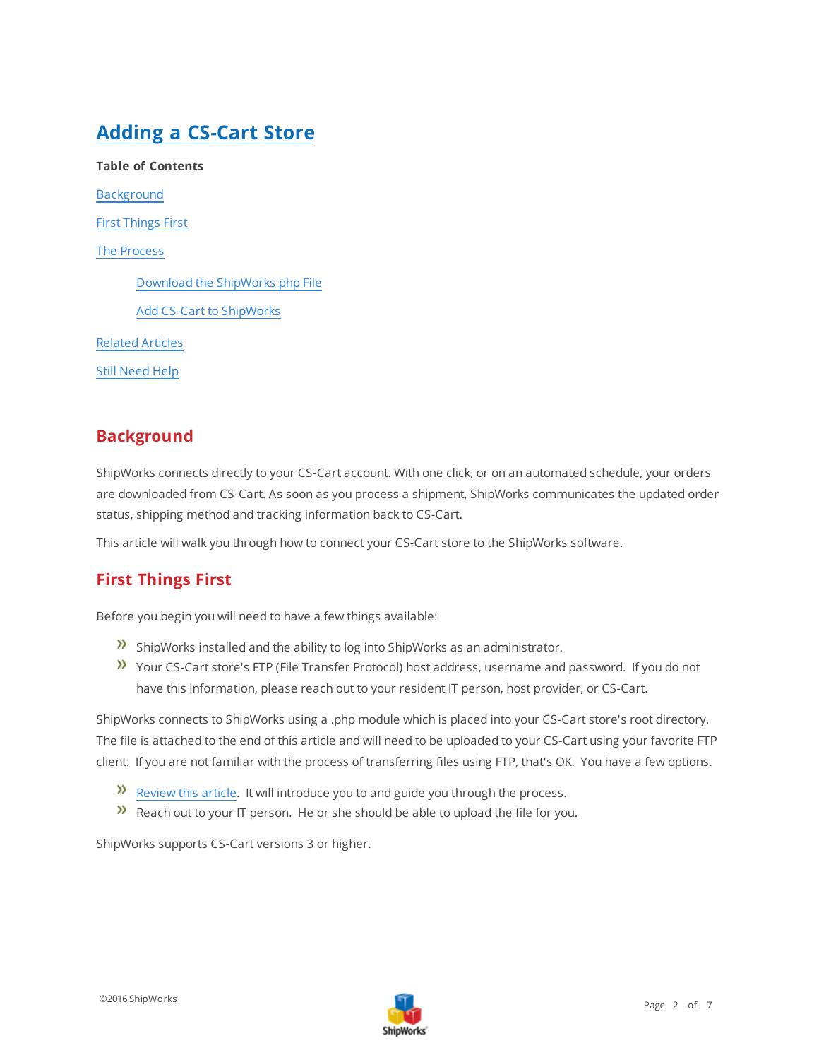# Adding a CS-Cart Store

**Table of Contents**

Background

First Things First

The Process

- Download the ShipWorks php File
- Add CS-Cart to ShipWorks

Related Articles

Still Need Help

## Background

ShipWorks connects directly to your CS-Cart account. With one click, or on an automated schedule, your orders are downloaded from CS-Cart. As soon as you process a shipment, ShipWorks communicates the updated order status, shipping method and tracking information back to CS-Cart.

This article will walk you through how to connect your CS-Cart store to the ShipWorks software.

## First Things First

Before you begin you will need to have a few things available:

- ShipWorks installed and the ability to log into ShipWorks as an administrator.
- Your CS-Cart store's FTP (File Transfer Protocol) host address, username and password. If you do not have this information, please reach out to your resident IT person, host provider, or CS-Cart.

ShipWorks connects to ShipWorks using a .php module which is placed into your CS-Cart store's root directory. The file is attached to the end of this article and will need to be uploaded to your CS-Cart using your favorite FTP client. If you are not familiar with the process of transferring files using FTP, that's OK. You have a few options.

- Review this article. It will introduce you to and guide you through the process.
- Reach out to your IT person. He or she should be able to upload the file for you.

ShipWorks supports CS-Cart versions 3 or higher.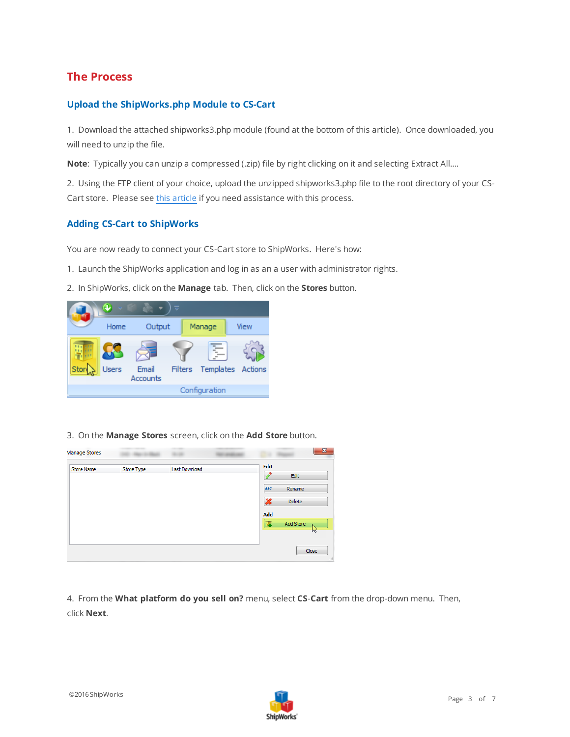# The Process

## Upload the ShipWorks.php Module to CS-Cart

1. Download the attached shipworks3.php module (found at the bottom of this article). Once downloaded, you will need to unzip the file.

**Note**: Typically you can unzip a compressed (.zip) file by right clicking on it and selecting Extract All....

2. Using the FTP client of your choice, upload the unzipped shipworks3.php file to the root directory of your CS-Cart store. Please see this article if you need assistance with this process.

## Adding CS-Cart to ShipWorks

You are now ready to connect your CS-Cart store to ShipWorks. Here's how:

1. Launch the ShipWorks application and log in as an a user with administrator rights.
2. In ShipWorks, click on the **Manage** tab. Then, click on the **Stores** button.

3. On the **Manage Stores** screen, click on the **Add Store** button.

4. From the **What platform do you sell on?** menu, select **CS-Cart** from the drop-down menu. Then, click **Next**.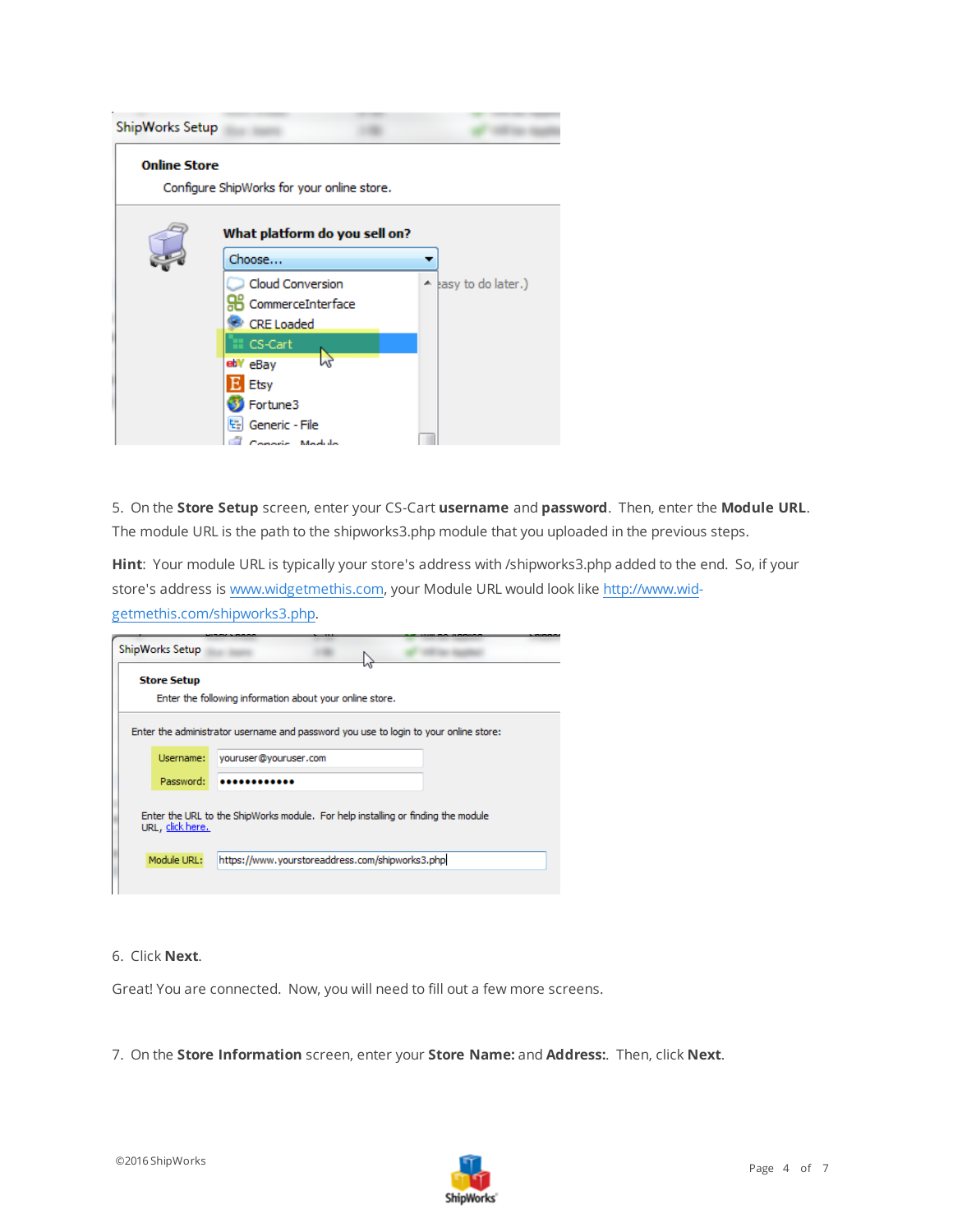5. On the **Store Setup** screen, enter your CS-Cart **username** and **password**. Then, enter the **Module URL**. The module URL is the path to the shipworks3.php module that you uploaded in the previous steps.

**Hint**: Your module URL is typically your store's address with /shipworks3.php added to the end. So, if your store's address is [www.widgetmethis.com](http://www.widgetmethis.com), your Module URL would look like [http://www.widgetmethis.com/shipworks3.php](http://www.widgetmethis.com/shipworks3.php).

6. Click **Next**.

Great! You are connected. Now, you will need to fill out a few more screens.

7. On the **Store Information** screen, enter your **Store Name:** and **Address:**. Then, click **Next**.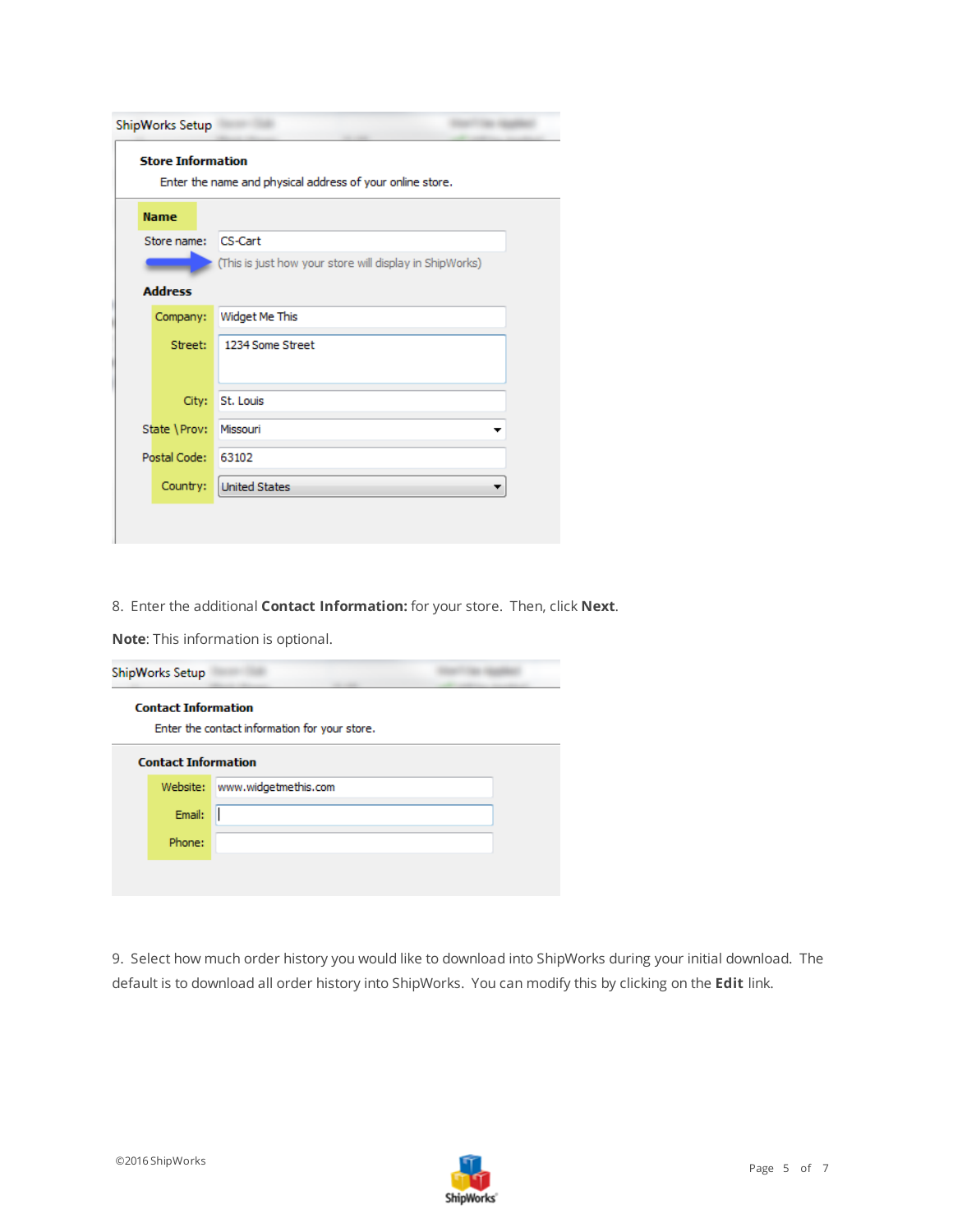ShipWorks Setup

**Store Information**

Enter the name and physical address of your online store.

**Name**

Store name: CS-Cart

(This is just how your store will display in ShipWorks)

**Address**

Company: Widget Me This

Street: 1234 Some Street

City: St. Louis

State \ Prov: Missouri

Postal Code: 63102

Country: United States

8. Enter the additional **Contact Information:** for your store. Then, click **Next**.

**Note**: This information is optional.

ShipWorks Setup

**Contact Information**

Enter the contact information for your store.

**Contact Information**

Website: www.widgetmethis.com

Email:

Phone:

9. Select how much order history you would like to download into ShipWorks during your initial download. The default is to download all order history into ShipWorks. You can modify this by clicking on the **Edit** link.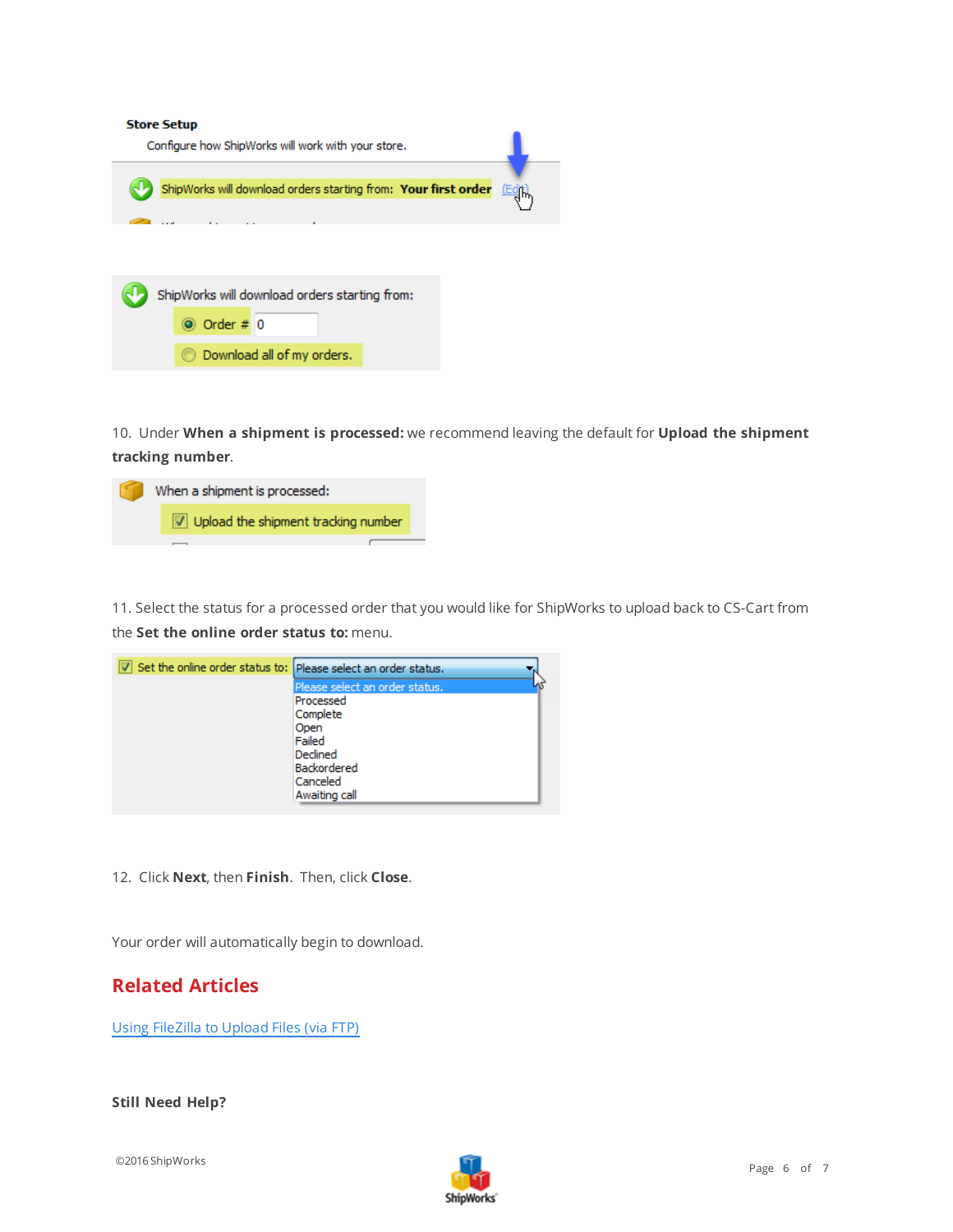10. Under **When a shipment is processed:** we recommend leaving the default for **Upload the shipment tracking number**.

11. Select the status for a processed order that you would like for ShipWorks to upload back to CS-Cart from the **Set the online order status to:** menu.

12. Click **Next**, then **Finish**. Then, click **Close**.

Your order will automatically begin to download.

## Related Articles

[Using FileZilla to Upload Files (via FTP)]()

**Still Need Help?**

©2016 ShipWorks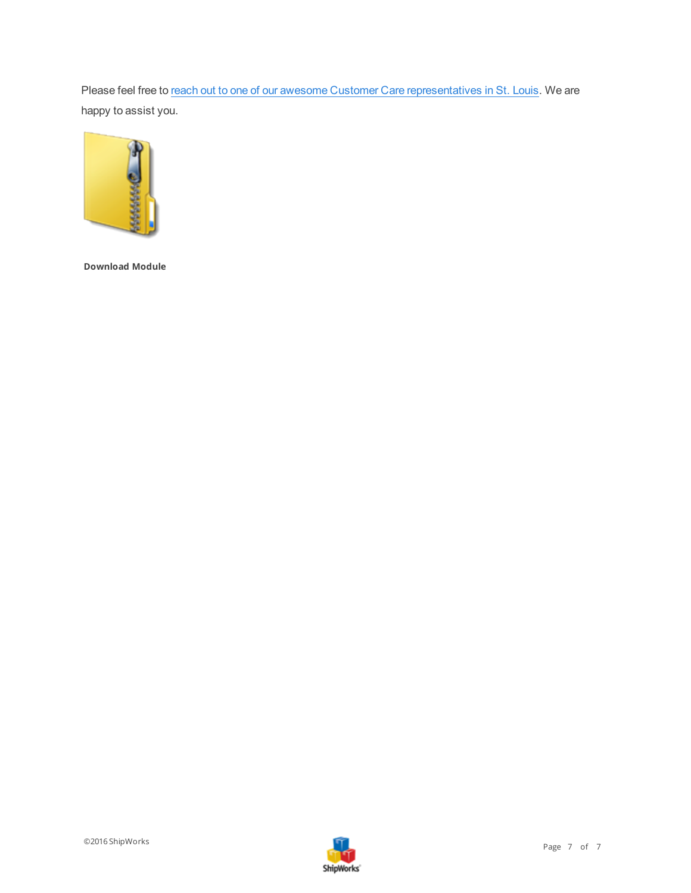Please feel free to reach out to one of our awesome Customer Care representatives in St. Louis. We are happy to assist you.

**Download Module**